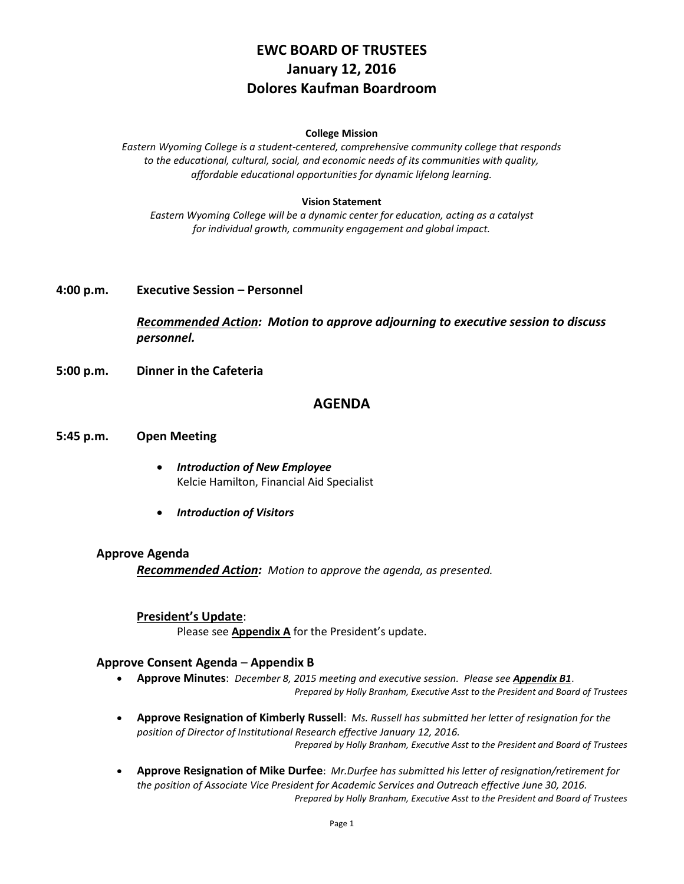# EWC BOARD OF TRUSTEES
# January 12, 2016
# Dolores Kaufman Boardroom

**College Mission**

*Eastern Wyoming College is a student-centered, comprehensive community college that responds to the educational, cultural, social, and economic needs of its communities with quality, affordable educational opportunities for dynamic lifelong learning.*

**Vision Statement**

*Eastern Wyoming College will be a dynamic center for education, acting as a catalyst for individual growth, community engagement and global impact.*

**4:00 p.m. Executive Session – Personnel**

***Recommended Action:*** ***Motion to approve adjourning to executive session to discuss personnel.***

**5:00 p.m. Dinner in the Cafeteria**

## AGENDA

**5:45 p.m. Open Meeting**

- ***Introduction of New Employee***
  Kelcie Hamilton, Financial Aid Specialist
- ***Introduction of Visitors***

### Approve Agenda

***Recommended Action:*** *Motion to approve the agenda, as presented.*

**President's Update**:

Please see **Appendix A** for the President's update.

### Approve Consent Agenda – Appendix B

- **Approve Minutes**: *December 8, 2015 meeting and executive session. Please see* ***Appendix B1****.*
  *Prepared by Holly Branham, Executive Asst to the President and Board of Trustees*
- **Approve Resignation of Kimberly Russell**: *Ms. Russell has submitted her letter of resignation for the position of Director of Institutional Research effective January 12, 2016.*
  *Prepared by Holly Branham, Executive Asst to the President and Board of Trustees*
- **Approve Resignation of Mike Durfee**: *Mr.Durfee has submitted his letter of resignation/retirement for the position of Associate Vice President for Academic Services and Outreach effective June 30, 2016.*
  *Prepared by Holly Branham, Executive Asst to the President and Board of Trustees*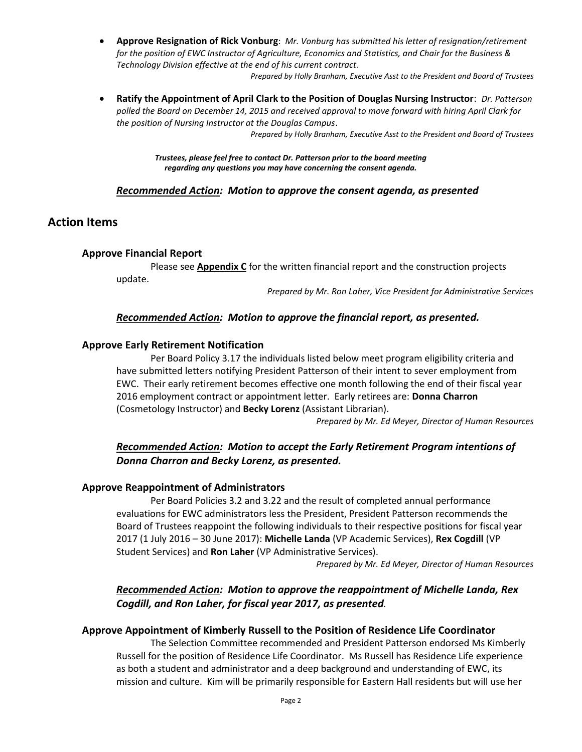- **Approve Resignation of Rick Vonburg**: *Mr. Vonburg has submitted his letter of resignation/retirement for the position of EWC Instructor of Agriculture, Economics and Statistics, and Chair for the Business & Technology Division effective at the end of his current contract.*

  *Prepared by Holly Branham, Executive Asst to the President and Board of Trustees*

- **Ratify the Appointment of April Clark to the Position of Douglas Nursing Instructor**: *Dr. Patterson polled the Board on December 14, 2015 and received approval to move forward with hiring April Clark for the position of Nursing Instructor at the Douglas Campus*.

  *Prepared by Holly Branham, Executive Asst to the President and Board of Trustees*

***Trustees, please feel free to contact Dr. Patterson prior to the board meeting regarding any questions you may have concerning the consent agenda.***

***Recommended Action**: Motion to approve the consent agenda, as presented*

## Action Items

### Approve Financial Report

Please see **Appendix C** for the written financial report and the construction projects update.

*Prepared by Mr. Ron Laher, Vice President for Administrative Services*

***Recommended Action**: Motion to approve the financial report, as presented.*

### Approve Early Retirement Notification

Per Board Policy 3.17 the individuals listed below meet program eligibility criteria and have submitted letters notifying President Patterson of their intent to sever employment from EWC. Their early retirement becomes effective one month following the end of their fiscal year 2016 employment contract or appointment letter. Early retirees are: **Donna Charron** (Cosmetology Instructor) and **Becky Lorenz** (Assistant Librarian).

*Prepared by Mr. Ed Meyer, Director of Human Resources*

***Recommended Action**: Motion to accept the Early Retirement Program intentions of Donna Charron and Becky Lorenz, as presented.*

### Approve Reappointment of Administrators

Per Board Policies 3.2 and 3.22 and the result of completed annual performance evaluations for EWC administrators less the President, President Patterson recommends the Board of Trustees reappoint the following individuals to their respective positions for fiscal year 2017 (1 July 2016 – 30 June 2017): **Michelle Landa** (VP Academic Services), **Rex Cogdill** (VP Student Services) and **Ron Laher** (VP Administrative Services).

*Prepared by Mr. Ed Meyer, Director of Human Resources*

***Recommended Action**: Motion to approve the reappointment of Michelle Landa, Rex Cogdill, and Ron Laher, for fiscal year 2017, as presented.*

### Approve Appointment of Kimberly Russell to the Position of Residence Life Coordinator

The Selection Committee recommended and President Patterson endorsed Ms Kimberly Russell for the position of Residence Life Coordinator. Ms Russell has Residence Life experience as both a student and administrator and a deep background and understanding of EWC, its mission and culture. Kim will be primarily responsible for Eastern Hall residents but will use her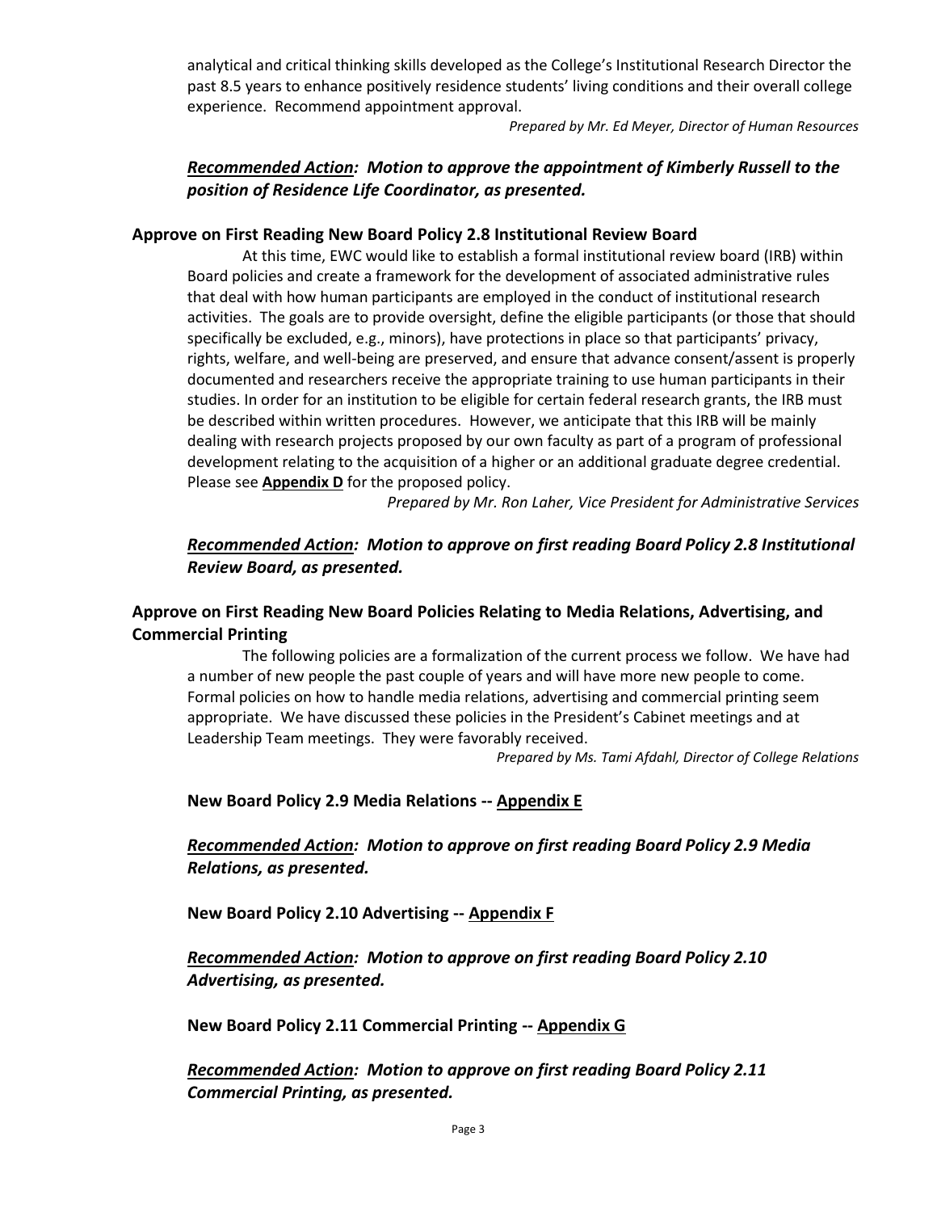analytical and critical thinking skills developed as the College's Institutional Research Director the past 8.5 years to enhance positively residence students' living conditions and their overall college experience. Recommend appointment approval.

*Prepared by Mr. Ed Meyer, Director of Human Resources*

***Recommended Action**: Motion to approve the appointment of Kimberly Russell to the position of Residence Life Coordinator, as presented.*

**Approve on First Reading New Board Policy 2.8 Institutional Review Board**

At this time, EWC would like to establish a formal institutional review board (IRB) within Board policies and create a framework for the development of associated administrative rules that deal with how human participants are employed in the conduct of institutional research activities. The goals are to provide oversight, define the eligible participants (or those that should specifically be excluded, e.g., minors), have protections in place so that participants' privacy, rights, welfare, and well-being are preserved, and ensure that advance consent/assent is properly documented and researchers receive the appropriate training to use human participants in their studies. In order for an institution to be eligible for certain federal research grants, the IRB must be described within written procedures. However, we anticipate that this IRB will be mainly dealing with research projects proposed by our own faculty as part of a program of professional development relating to the acquisition of a higher or an additional graduate degree credential. Please see **Appendix D** for the proposed policy.

*Prepared by Mr. Ron Laher, Vice President for Administrative Services*

***Recommended Action**: Motion to approve on first reading Board Policy 2.8 Institutional Review Board, as presented.*

**Approve on First Reading New Board Policies Relating to Media Relations, Advertising, and Commercial Printing**

The following policies are a formalization of the current process we follow. We have had a number of new people the past couple of years and will have more new people to come. Formal policies on how to handle media relations, advertising and commercial printing seem appropriate. We have discussed these policies in the President's Cabinet meetings and at Leadership Team meetings. They were favorably received.

*Prepared by Ms. Tami Afdahl, Director of College Relations*

**New Board Policy 2.9 Media Relations -- Appendix E**

***Recommended Action**: Motion to approve on first reading Board Policy 2.9 Media Relations, as presented.*

**New Board Policy 2.10 Advertising -- Appendix F**

***Recommended Action**: Motion to approve on first reading Board Policy 2.10 Advertising, as presented.*

**New Board Policy 2.11 Commercial Printing -- Appendix G**

***Recommended Action**: Motion to approve on first reading Board Policy 2.11 Commercial Printing, as presented.*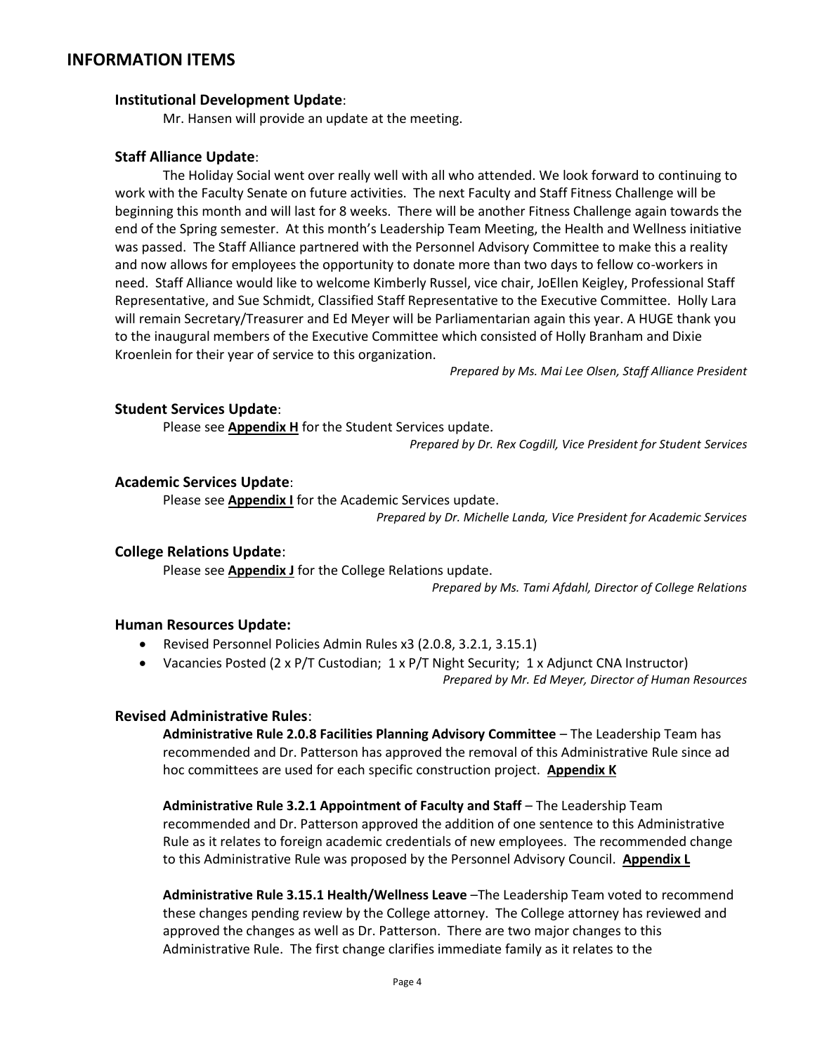## INFORMATION ITEMS

### Institutional Development Update:

Mr. Hansen will provide an update at the meeting.

### Staff Alliance Update:

The Holiday Social went over really well with all who attended. We look forward to continuing to work with the Faculty Senate on future activities. The next Faculty and Staff Fitness Challenge will be beginning this month and will last for 8 weeks. There will be another Fitness Challenge again towards the end of the Spring semester. At this month's Leadership Team Meeting, the Health and Wellness initiative was passed. The Staff Alliance partnered with the Personnel Advisory Committee to make this a reality and now allows for employees the opportunity to donate more than two days to fellow co-workers in need. Staff Alliance would like to welcome Kimberly Russel, vice chair, JoEllen Keigley, Professional Staff Representative, and Sue Schmidt, Classified Staff Representative to the Executive Committee. Holly Lara will remain Secretary/Treasurer and Ed Meyer will be Parliamentarian again this year. A HUGE thank you to the inaugural members of the Executive Committee which consisted of Holly Branham and Dixie Kroenlein for their year of service to this organization.

*Prepared by Ms. Mai Lee Olsen, Staff Alliance President*

### Student Services Update:

Please see **Appendix H** for the Student Services update.

*Prepared by Dr. Rex Cogdill, Vice President for Student Services*

### Academic Services Update:

Please see **Appendix I** for the Academic Services update.

*Prepared by Dr. Michelle Landa, Vice President for Academic Services*

### College Relations Update:

Please see **Appendix J** for the College Relations update.

*Prepared by Ms. Tami Afdahl, Director of College Relations*

### Human Resources Update:

- Revised Personnel Policies Admin Rules x3 (2.0.8, 3.2.1, 3.15.1)
- Vacancies Posted (2 x P/T Custodian; 1 x P/T Night Security; 1 x Adjunct CNA Instructor)

*Prepared by Mr. Ed Meyer, Director of Human Resources*

### Revised Administrative Rules:

**Administrative Rule 2.0.8 Facilities Planning Advisory Committee** – The Leadership Team has recommended and Dr. Patterson has approved the removal of this Administrative Rule since ad hoc committees are used for each specific construction project. **Appendix K**

**Administrative Rule 3.2.1 Appointment of Faculty and Staff** – The Leadership Team recommended and Dr. Patterson approved the addition of one sentence to this Administrative Rule as it relates to foreign academic credentials of new employees. The recommended change to this Administrative Rule was proposed by the Personnel Advisory Council. **Appendix L**

**Administrative Rule 3.15.1 Health/Wellness Leave** –The Leadership Team voted to recommend these changes pending review by the College attorney. The College attorney has reviewed and approved the changes as well as Dr. Patterson. There are two major changes to this Administrative Rule. The first change clarifies immediate family as it relates to the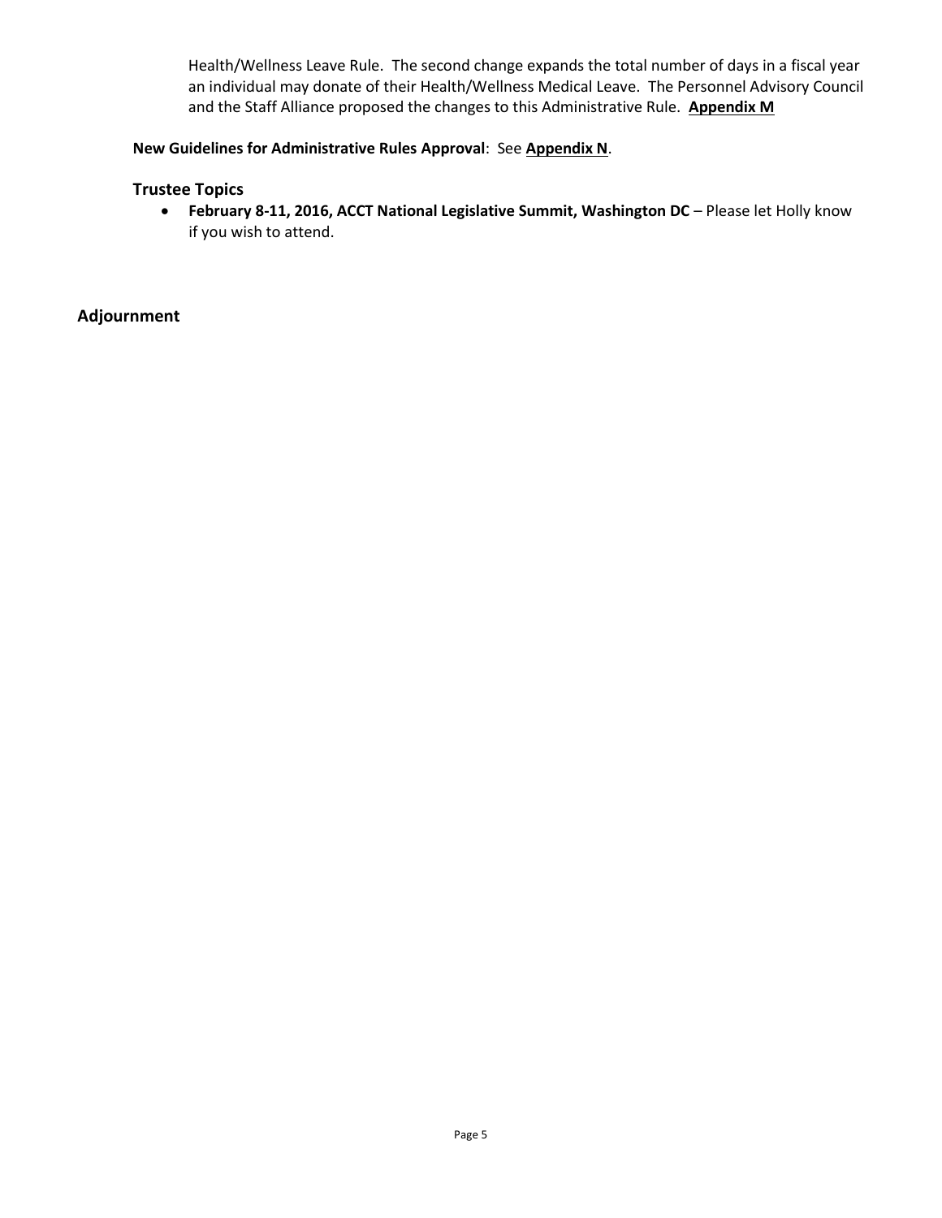Health/Wellness Leave Rule. The second change expands the total number of days in a fiscal year an individual may donate of their Health/Wellness Medical Leave. The Personnel Advisory Council and the Staff Alliance proposed the changes to this Administrative Rule. **Appendix M**

**New Guidelines for Administrative Rules Approval**: See **Appendix N**.

### Trustee Topics

- **February 8-11, 2016, ACCT National Legislative Summit, Washington DC** – Please let Holly know if you wish to attend.

## Adjournment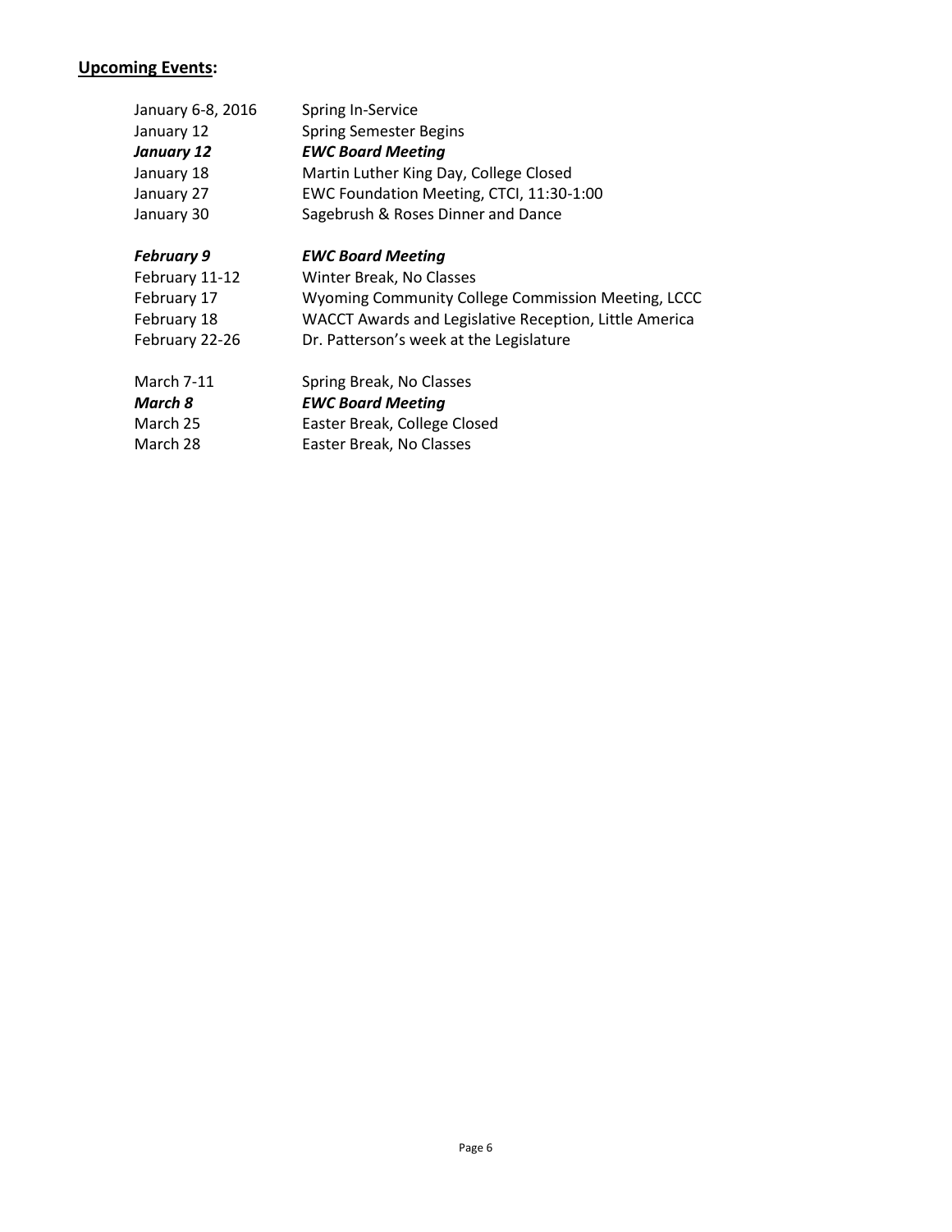**<u>Upcoming Events</u>:**

| | |
|---|---|
| January 6-8, 2016 | Spring In-Service |
| January 12 | Spring Semester Begins |
| ***January 12*** | ***EWC Board Meeting*** |
| January 18 | Martin Luther King Day, College Closed |
| January 27 | EWC Foundation Meeting, CTCI, 11:30-1:00 |
| January 30 | Sagebrush & Roses Dinner and Dance |
| | |
| ***February 9*** | ***EWC Board Meeting*** |
| February 11-12 | Winter Break, No Classes |
| February 17 | Wyoming Community College Commission Meeting, LCCC |
| February 18 | WACCT Awards and Legislative Reception, Little America |
| February 22-26 | Dr. Patterson's week at the Legislature |
| | |
| March 7-11 | Spring Break, No Classes |
| ***March 8*** | ***EWC Board Meeting*** |
| March 25 | Easter Break, College Closed |
| March 28 | Easter Break, No Classes |